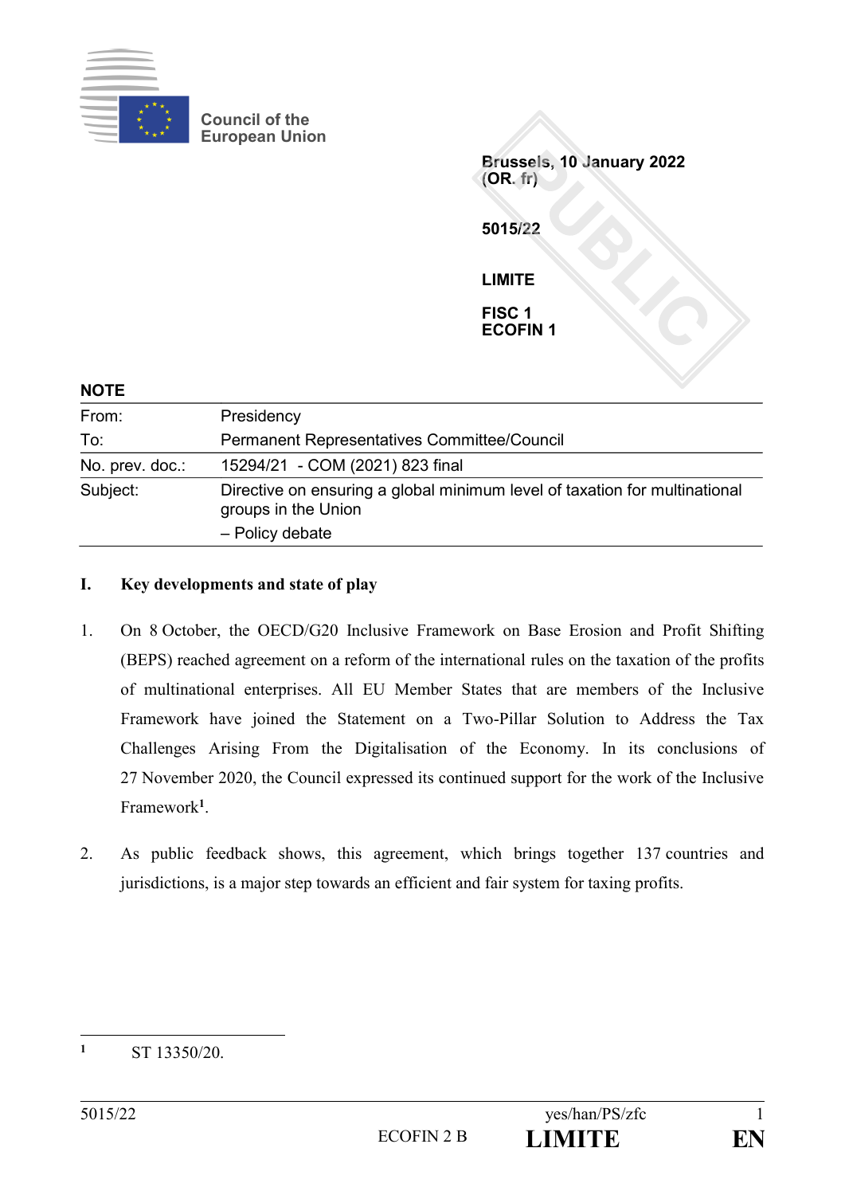Council of the European Union

**Brussels, 10 January 2022**
**(OR. fr)**

**5015/22**

**LIMITE**

**FISC 1**
**ECOFIN 1**

**NOTE**

| | |
|---|---|
| From: | Presidency |
| To: | Permanent Representatives Committee/Council |
| No. prev. doc.: | 15294/21 - COM (2021) 823 final |
| Subject: | Directive on ensuring a global minimum level of taxation for multinational groups in the Union<br>– Policy debate |

## I. Key developments and state of play

1. On 8 October, the OECD/G20 Inclusive Framework on Base Erosion and Profit Shifting (BEPS) reached agreement on a reform of the international rules on the taxation of the profits of multinational enterprises. All EU Member States that are members of the Inclusive Framework have joined the Statement on a Two-Pillar Solution to Address the Tax Challenges Arising From the Digitalisation of the Economy. In its conclusions of 27 November 2020, the Council expressed its continued support for the work of the Inclusive Framework[1].

2. As public feedback shows, this agreement, which brings together 137 countries and jurisdictions, is a major step towards an efficient and fair system for taxing profits.

[1] ST 13350/20.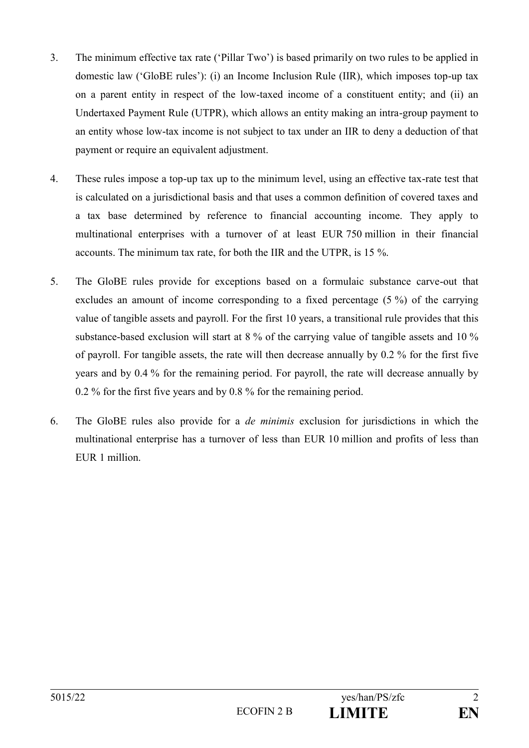3. The minimum effective tax rate ('Pillar Two') is based primarily on two rules to be applied in domestic law ('GloBE rules'): (i) an Income Inclusion Rule (IIR), which imposes top-up tax on a parent entity in respect of the low-taxed income of a constituent entity; and (ii) an Undertaxed Payment Rule (UTPR), which allows an entity making an intra-group payment to an entity whose low-tax income is not subject to tax under an IIR to deny a deduction of that payment or require an equivalent adjustment.

4. These rules impose a top-up tax up to the minimum level, using an effective tax-rate test that is calculated on a jurisdictional basis and that uses a common definition of covered taxes and a tax base determined by reference to financial accounting income. They apply to multinational enterprises with a turnover of at least EUR 750 million in their financial accounts. The minimum tax rate, for both the IIR and the UTPR, is 15 %.

5. The GloBE rules provide for exceptions based on a formulaic substance carve-out that excludes an amount of income corresponding to a fixed percentage (5 %) of the carrying value of tangible assets and payroll. For the first 10 years, a transitional rule provides that this substance-based exclusion will start at 8 % of the carrying value of tangible assets and 10 % of payroll. For tangible assets, the rate will then decrease annually by 0.2 % for the first five years and by 0.4 % for the remaining period. For payroll, the rate will decrease annually by 0.2 % for the first five years and by 0.8 % for the remaining period.

6. The GloBE rules also provide for a *de minimis* exclusion for jurisdictions in which the multinational enterprise has a turnover of less than EUR 10 million and profits of less than EUR 1 million.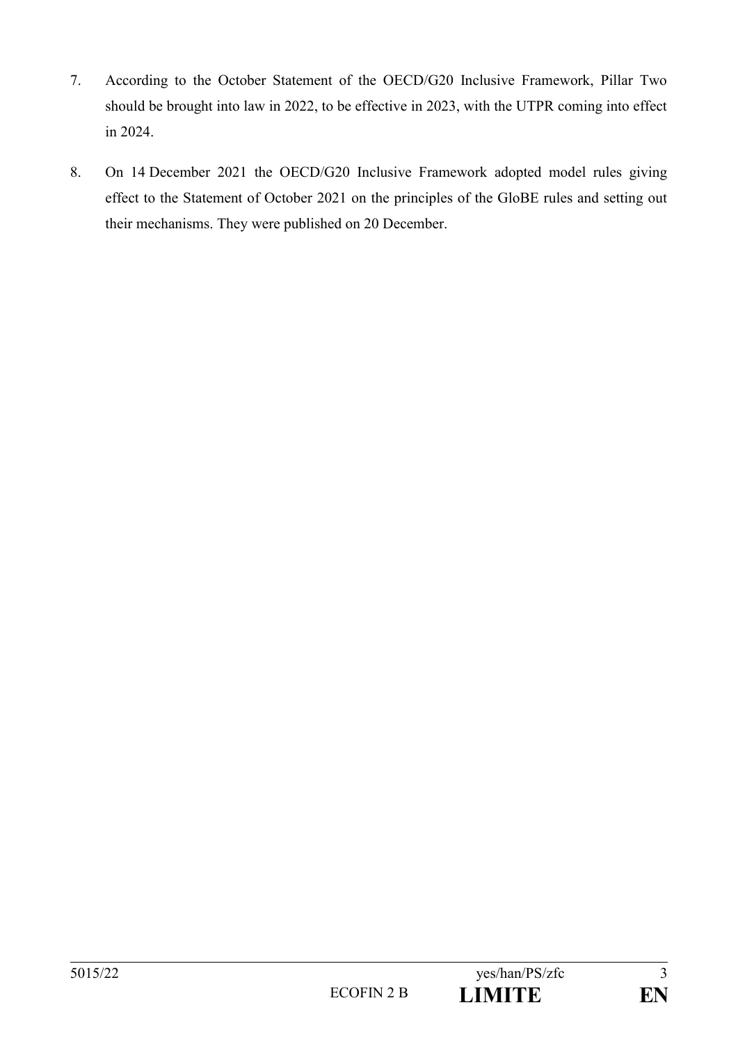7. According to the October Statement of the OECD/G20 Inclusive Framework, Pillar Two should be brought into law in 2022, to be effective in 2023, with the UTPR coming into effect in 2024.

8. On 14 December 2021 the OECD/G20 Inclusive Framework adopted model rules giving effect to the Statement of October 2021 on the principles of the GloBE rules and setting out their mechanisms. They were published on 20 December.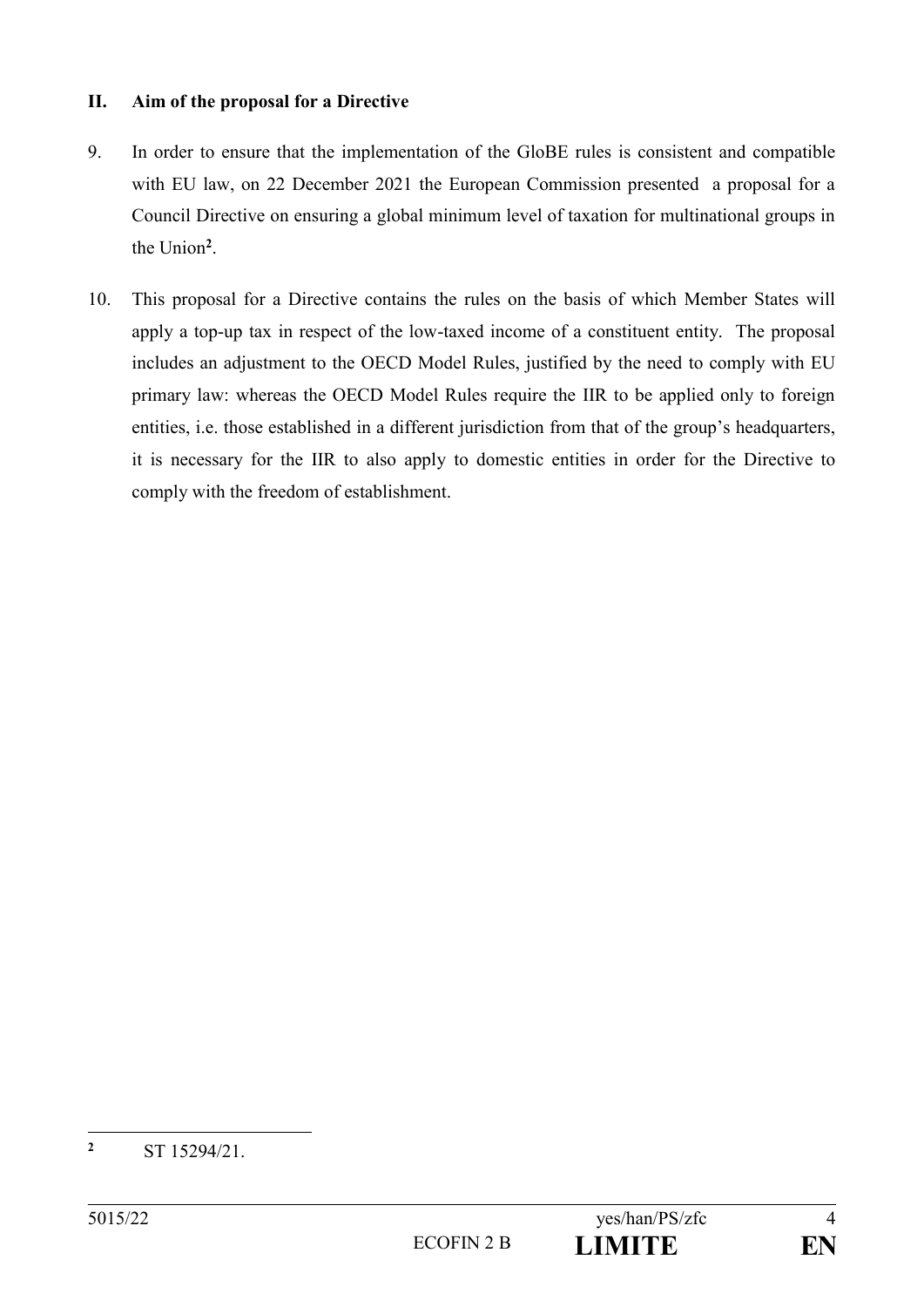## II. Aim of the proposal for a Directive

9. In order to ensure that the implementation of the GloBE rules is consistent and compatible with EU law, on 22 December 2021 the European Commission presented a proposal for a Council Directive on ensuring a global minimum level of taxation for multinational groups in the Union[2].

10. This proposal for a Directive contains the rules on the basis of which Member States will apply a top-up tax in respect of the low-taxed income of a constituent entity. The proposal includes an adjustment to the OECD Model Rules, justified by the need to comply with EU primary law: whereas the OECD Model Rules require the IIR to be applied only to foreign entities, i.e. those established in a different jurisdiction from that of the group's headquarters, it is necessary for the IIR to also apply to domestic entities in order for the Directive to comply with the freedom of establishment.

---

[2] ST 15294/21.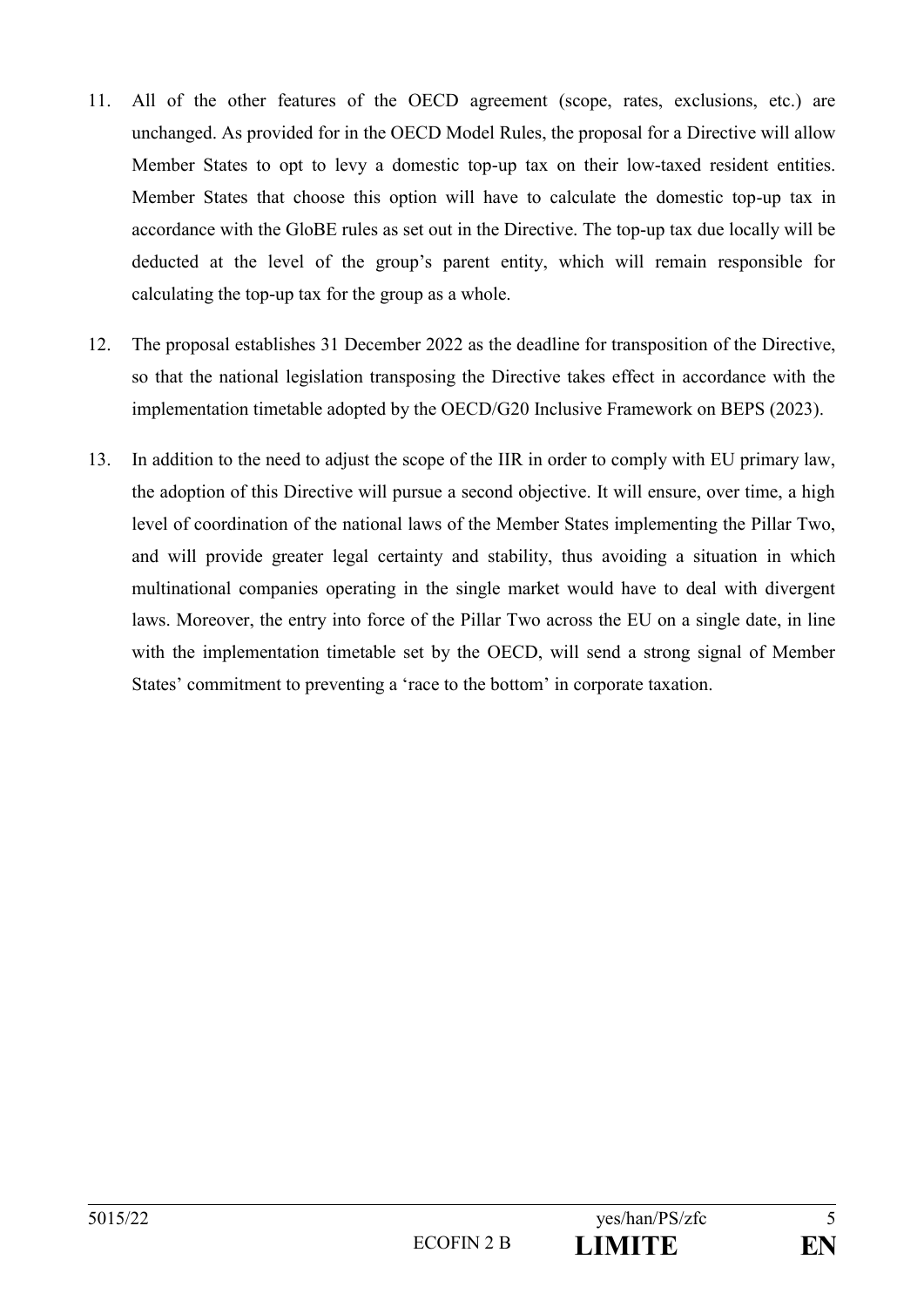11. All of the other features of the OECD agreement (scope, rates, exclusions, etc.) are unchanged. As provided for in the OECD Model Rules, the proposal for a Directive will allow Member States to opt to levy a domestic top-up tax on their low-taxed resident entities. Member States that choose this option will have to calculate the domestic top-up tax in accordance with the GloBE rules as set out in the Directive. The top-up tax due locally will be deducted at the level of the group's parent entity, which will remain responsible for calculating the top-up tax for the group as a whole.

12. The proposal establishes 31 December 2022 as the deadline for transposition of the Directive, so that the national legislation transposing the Directive takes effect in accordance with the implementation timetable adopted by the OECD/G20 Inclusive Framework on BEPS (2023).

13. In addition to the need to adjust the scope of the IIR in order to comply with EU primary law, the adoption of this Directive will pursue a second objective. It will ensure, over time, a high level of coordination of the national laws of the Member States implementing the Pillar Two, and will provide greater legal certainty and stability, thus avoiding a situation in which multinational companies operating in the single market would have to deal with divergent laws. Moreover, the entry into force of the Pillar Two across the EU on a single date, in line with the implementation timetable set by the OECD, will send a strong signal of Member States' commitment to preventing a 'race to the bottom' in corporate taxation.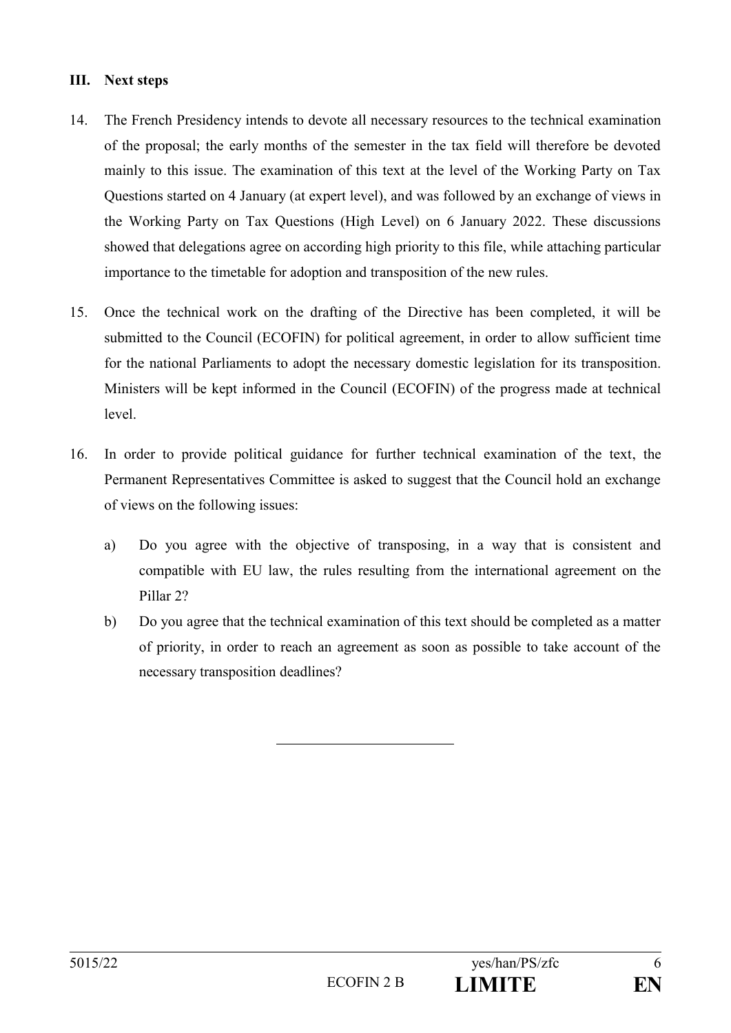## III. Next steps

14. The French Presidency intends to devote all necessary resources to the technical examination of the proposal; the early months of the semester in the tax field will therefore be devoted mainly to this issue. The examination of this text at the level of the Working Party on Tax Questions started on 4 January (at expert level), and was followed by an exchange of views in the Working Party on Tax Questions (High Level) on 6 January 2022. These discussions showed that delegations agree on according high priority to this file, while attaching particular importance to the timetable for adoption and transposition of the new rules.

15. Once the technical work on the drafting of the Directive has been completed, it will be submitted to the Council (ECOFIN) for political agreement, in order to allow sufficient time for the national Parliaments to adopt the necessary domestic legislation for its transposition. Ministers will be kept informed in the Council (ECOFIN) of the progress made at technical level.

16. In order to provide political guidance for further technical examination of the text, the Permanent Representatives Committee is asked to suggest that the Council hold an exchange of views on the following issues:

    a) Do you agree with the objective of transposing, in a way that is consistent and compatible with EU law, the rules resulting from the international agreement on the Pillar 2?

    b) Do you agree that the technical examination of this text should be completed as a matter of priority, in order to reach an agreement as soon as possible to take account of the necessary transposition deadlines?